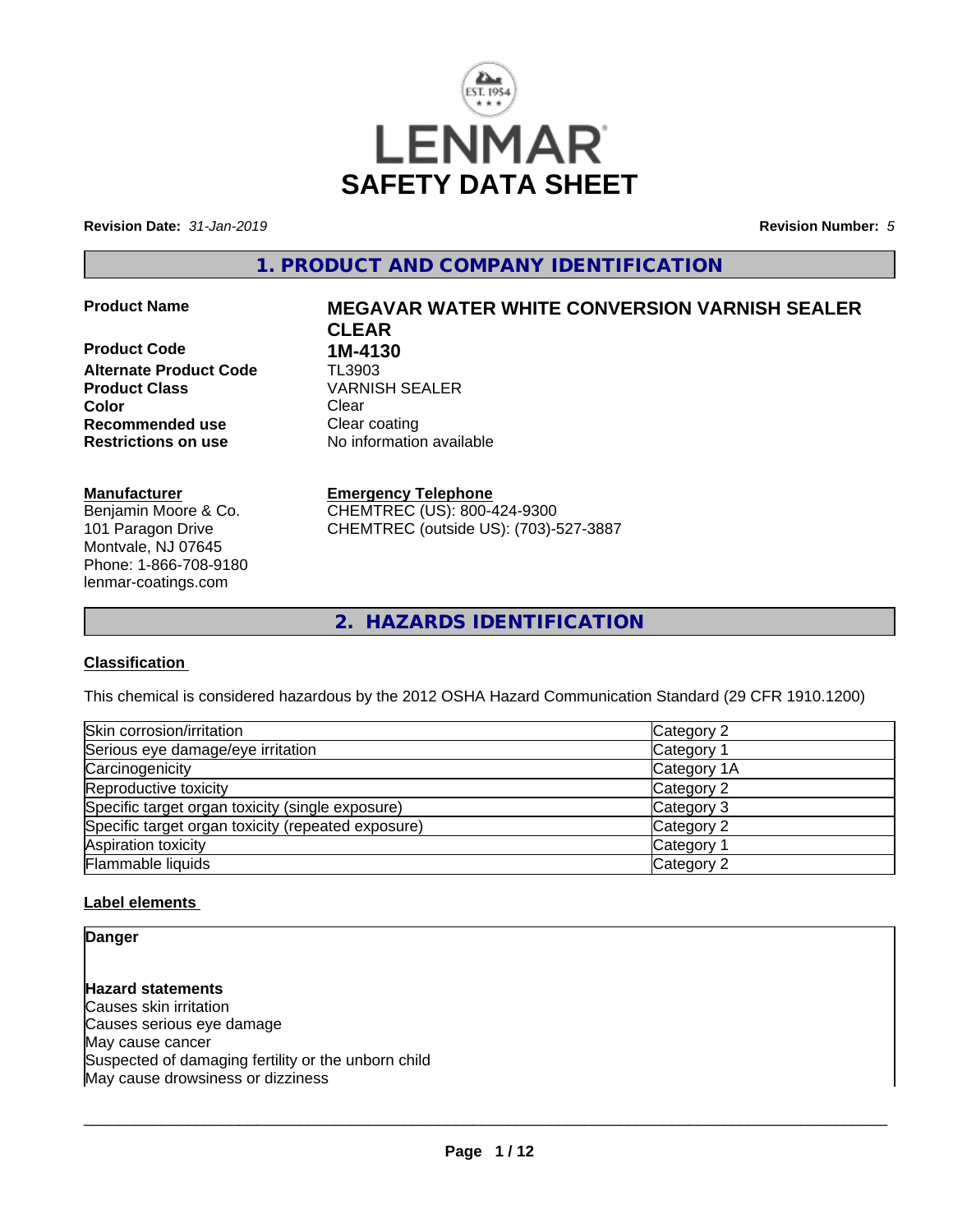LENMAR

# SAFETY DATA SHEET

**Revision Date:** *31-Jan-2019* **Revision Number:** *5*

## 1. PRODUCT AND COMPANY IDENTIFICATION

| | |
|---|---|
| **Product Name** | **MEGAVAR WATER WHITE CONVERSION VARNISH SEALER CLEAR** |
| **Product Code** | **1M-4130** |
| **Alternate Product Code** | TL3903 |
| **Product Class** | VARNISH SEALER |
| **Color** | Clear |
| **Recommended use** | Clear coating |
| **Restrictions on use** | No information available |

**Manufacturer**
Benjamin Moore & Co.
101 Paragon Drive
Montvale, NJ 07645
Phone: 1-866-708-9180
lenmar-coatings.com

**Emergency Telephone**
CHEMTREC (US): 800-424-9300
CHEMTREC (outside US): (703)-527-3887

## 2. HAZARDS IDENTIFICATION

### Classification

This chemical is considered hazardous by the 2012 OSHA Hazard Communication Standard (29 CFR 1910.1200)

| | |
|---|---|
| Skin corrosion/irritation | Category 2 |
| Serious eye damage/eye irritation | Category 1 |
| Carcinogenicity | Category 1A |
| Reproductive toxicity | Category 2 |
| Specific target organ toxicity (single exposure) | Category 3 |
| Specific target organ toxicity (repeated exposure) | Category 2 |
| Aspiration toxicity | Category 1 |
| Flammable liquids | Category 2 |

### Label elements

**Danger**

**Hazard statements**
Causes skin irritation
Causes serious eye damage
May cause cancer
Suspected of damaging fertility or the unborn child
May cause drowsiness or dizziness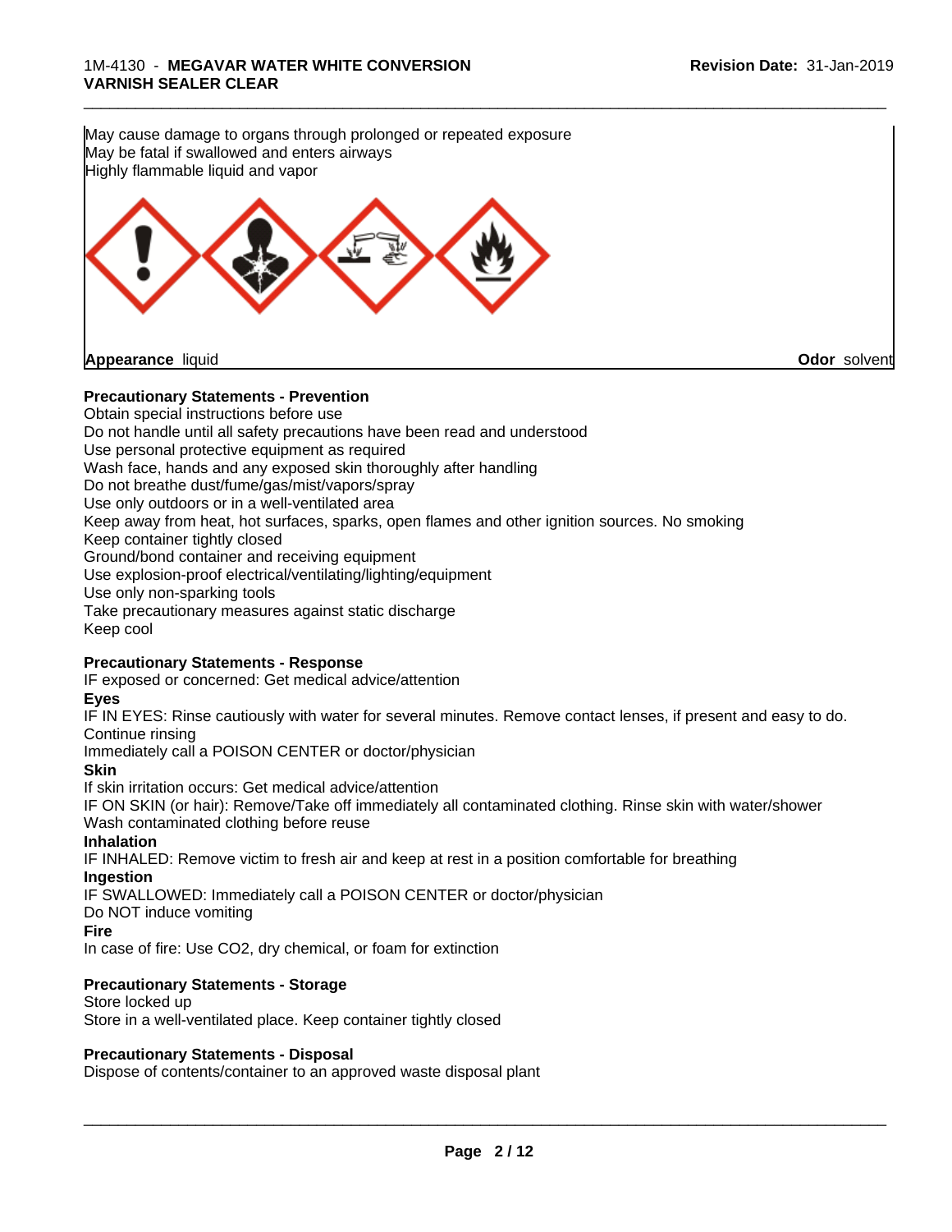May cause damage to organs through prolonged or repeated exposure
May be fatal if swallowed and enters airways
Highly flammable liquid and vapor

**Appearance** liquid **Odor** solvent

**Precautionary Statements - Prevention**

Obtain special instructions before use
Do not handle until all safety precautions have been read and understood
Use personal protective equipment as required
Wash face, hands and any exposed skin thoroughly after handling
Do not breathe dust/fume/gas/mist/vapors/spray
Use only outdoors or in a well-ventilated area
Keep away from heat, hot surfaces, sparks, open flames and other ignition sources. No smoking
Keep container tightly closed
Ground/bond container and receiving equipment
Use explosion-proof electrical/ventilating/lighting/equipment
Use only non-sparking tools
Take precautionary measures against static discharge
Keep cool

**Precautionary Statements - Response**

IF exposed or concerned: Get medical advice/attention

**Eyes**

IF IN EYES: Rinse cautiously with water for several minutes. Remove contact lenses, if present and easy to do. Continue rinsing
Immediately call a POISON CENTER or doctor/physician

**Skin**

If skin irritation occurs: Get medical advice/attention
IF ON SKIN (or hair): Remove/Take off immediately all contaminated clothing. Rinse skin with water/shower
Wash contaminated clothing before reuse

**Inhalation**

IF INHALED: Remove victim to fresh air and keep at rest in a position comfortable for breathing

**Ingestion**

IF SWALLOWED: Immediately call a POISON CENTER or doctor/physician
Do NOT induce vomiting

**Fire**

In case of fire: Use CO2, dry chemical, or foam for extinction

**Precautionary Statements - Storage**

Store locked up
Store in a well-ventilated place. Keep container tightly closed

**Precautionary Statements - Disposal**

Dispose of contents/container to an approved waste disposal plant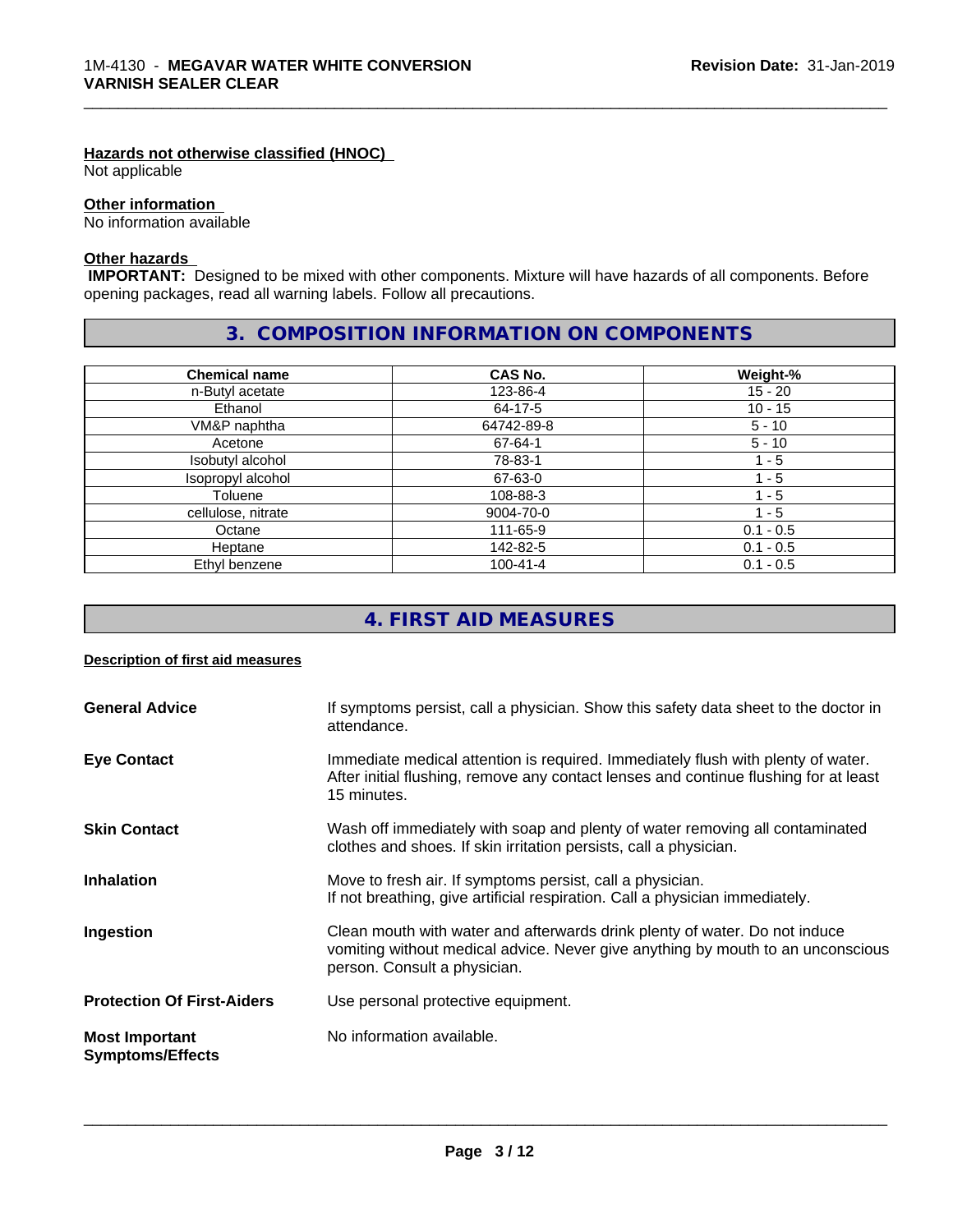#### Hazards not otherwise classified (HNOC)

Not applicable

#### Other information

No information available

#### Other hazards

**IMPORTANT:** Designed to be mixed with other components. Mixture will have hazards of all components. Before opening packages, read all warning labels. Follow all precautions.

## 3. COMPOSITION INFORMATION ON COMPONENTS

| Chemical name | CAS No. | Weight-% |
|---|---|---|
| n-Butyl acetate | 123-86-4 | 15 - 20 |
| Ethanol | 64-17-5 | 10 - 15 |
| VM&P naphtha | 64742-89-8 | 5 - 10 |
| Acetone | 67-64-1 | 5 - 10 |
| Isobutyl alcohol | 78-83-1 | 1 - 5 |
| Isopropyl alcohol | 67-63-0 | 1 - 5 |
| Toluene | 108-88-3 | 1 - 5 |
| cellulose, nitrate | 9004-70-0 | 1 - 5 |
| Octane | 111-65-9 | 0.1 - 0.5 |
| Heptane | 142-82-5 | 0.1 - 0.5 |
| Ethyl benzene | 100-41-4 | 0.1 - 0.5 |

## 4. FIRST AID MEASURES

#### Description of first aid measures

**General Advice**
If symptoms persist, call a physician. Show this safety data sheet to the doctor in attendance.

**Eye Contact**
Immediate medical attention is required. Immediately flush with plenty of water. After initial flushing, remove any contact lenses and continue flushing for at least 15 minutes.

**Skin Contact**
Wash off immediately with soap and plenty of water removing all contaminated clothes and shoes. If skin irritation persists, call a physician.

**Inhalation**
Move to fresh air. If symptoms persist, call a physician.
If not breathing, give artificial respiration. Call a physician immediately.

**Ingestion**
Clean mouth with water and afterwards drink plenty of water. Do not induce vomiting without medical advice. Never give anything by mouth to an unconscious person. Consult a physician.

**Protection Of First-Aiders**
Use personal protective equipment.

**Most Important Symptoms/Effects**
No information available.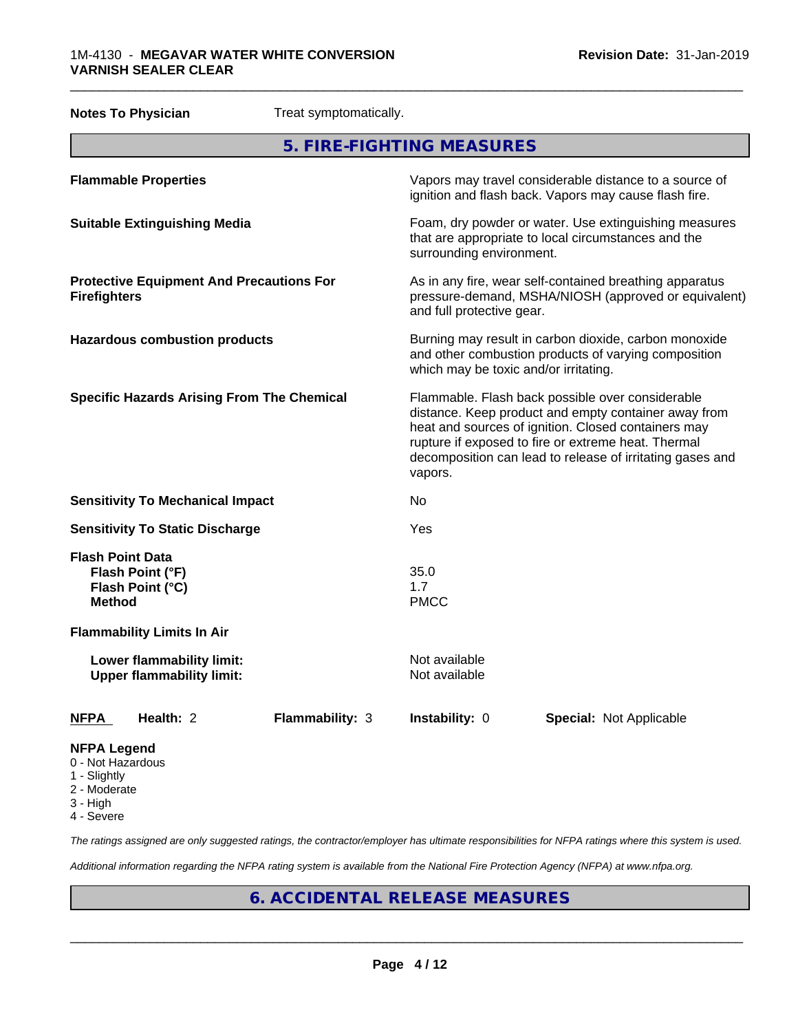**Notes To Physician** Treat symptomatically.

## 5. FIRE-FIGHTING MEASURES

| | |
|---|---|
| **Flammable Properties** | Vapors may travel considerable distance to a source of ignition and flash back. Vapors may cause flash fire. |
| **Suitable Extinguishing Media** | Foam, dry powder or water. Use extinguishing measures that are appropriate to local circumstances and the surrounding environment. |
| **Protective Equipment And Precautions For Firefighters** | As in any fire, wear self-contained breathing apparatus pressure-demand, MSHA/NIOSH (approved or equivalent) and full protective gear. |
| **Hazardous combustion products** | Burning may result in carbon dioxide, carbon monoxide and other combustion products of varying composition which may be toxic and/or irritating. |
| **Specific Hazards Arising From The Chemical** | Flammable. Flash back possible over considerable distance. Keep product and empty container away from heat and sources of ignition. Closed containers may rupture if exposed to fire or extreme heat. Thermal decomposition can lead to release of irritating gases and vapors. |
| **Sensitivity To Mechanical Impact** | No |
| **Sensitivity To Static Discharge** | Yes |

**Flash Point Data**

| | |
|---|---|
| **Flash Point (°F)** | 35.0 |
| **Flash Point (°C)** | 1.7 |
| **Method** | PMCC |

**Flammability Limits In Air**

| | |
|---|---|
| **Lower flammability limit:** | Not available |
| **Upper flammability limit:** | Not available |

| **NFPA** | **Health:** 2 | **Flammability:** 3 | **Instability:** 0 | **Special:** Not Applicable |
|---|---|---|---|---|

**NFPA Legend**
- 0 - Not Hazardous
- 1 - Slightly
- 2 - Moderate
- 3 - High
- 4 - Severe

*The ratings assigned are only suggested ratings, the contractor/employer has ultimate responsibilities for NFPA ratings where this system is used.*

*Additional information regarding the NFPA rating system is available from the National Fire Protection Agency (NFPA) at www.nfpa.org.*

## 6. ACCIDENTAL RELEASE MEASURES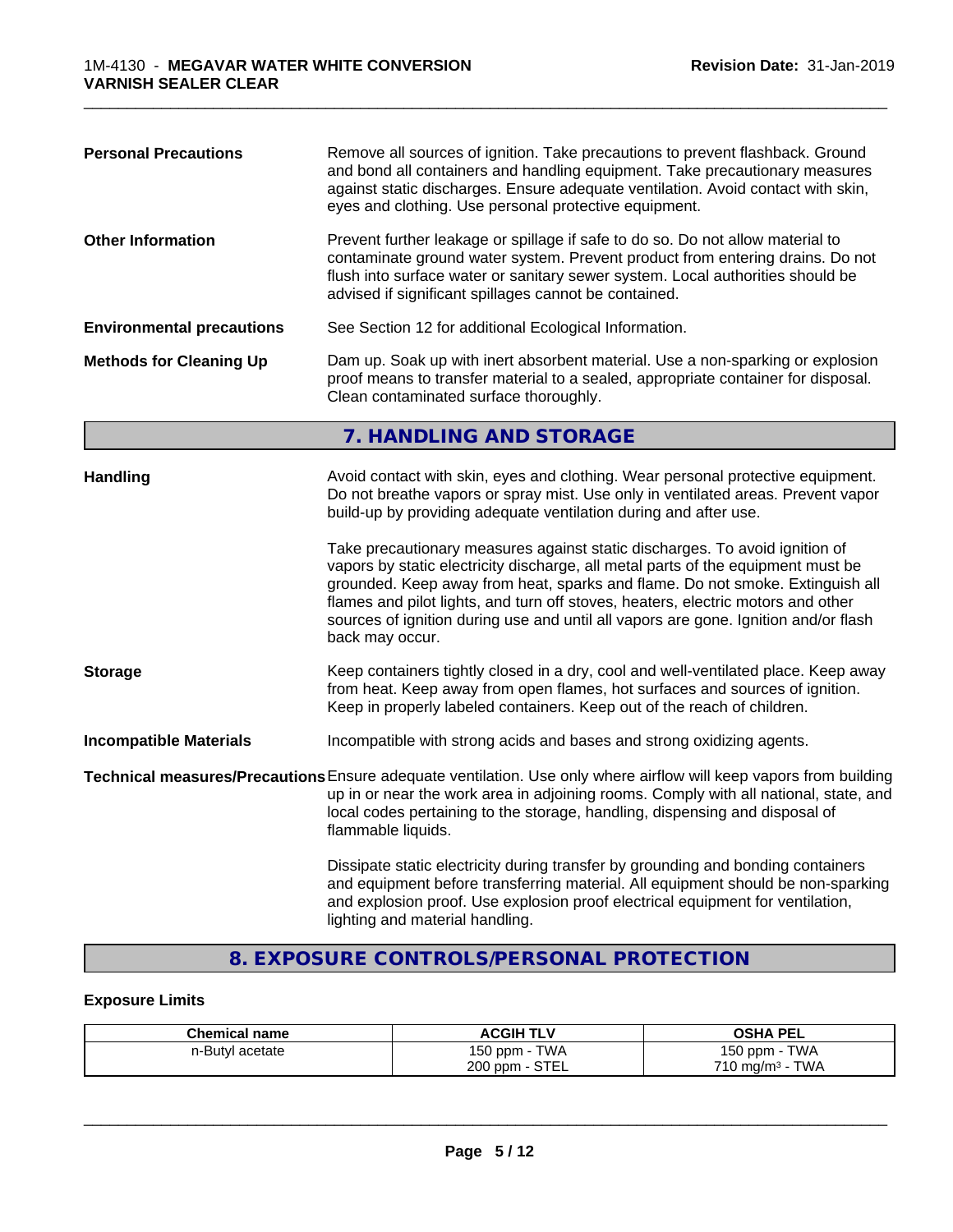**Personal Precautions** Remove all sources of ignition. Take precautions to prevent flashback. Ground and bond all containers and handling equipment. Take precautionary measures against static discharges. Ensure adequate ventilation. Avoid contact with skin, eyes and clothing. Use personal protective equipment.

**Other Information** Prevent further leakage or spillage if safe to do so. Do not allow material to contaminate ground water system. Prevent product from entering drains. Do not flush into surface water or sanitary sewer system. Local authorities should be advised if significant spillages cannot be contained.

**Environmental precautions** See Section 12 for additional Ecological Information.

**Methods for Cleaning Up** Dam up. Soak up with inert absorbent material. Use a non-sparking or explosion proof means to transfer material to a sealed, appropriate container for disposal. Clean contaminated surface thoroughly.

## 7. HANDLING AND STORAGE

**Handling** Avoid contact with skin, eyes and clothing. Wear personal protective equipment. Do not breathe vapors or spray mist. Use only in ventilated areas. Prevent vapor build-up by providing adequate ventilation during and after use.

Take precautionary measures against static discharges. To avoid ignition of vapors by static electricity discharge, all metal parts of the equipment must be grounded. Keep away from heat, sparks and flame. Do not smoke. Extinguish all flames and pilot lights, and turn off stoves, heaters, electric motors and other sources of ignition during use and until all vapors are gone. Ignition and/or flash back may occur.

**Storage** Keep containers tightly closed in a dry, cool and well-ventilated place. Keep away from heat. Keep away from open flames, hot surfaces and sources of ignition. Keep in properly labeled containers. Keep out of the reach of children.

**Incompatible Materials** Incompatible with strong acids and bases and strong oxidizing agents.

**Technical measures/Precautions** Ensure adequate ventilation. Use only where airflow will keep vapors from building up in or near the work area in adjoining rooms. Comply with all national, state, and local codes pertaining to the storage, handling, dispensing and disposal of flammable liquids.

Dissipate static electricity during transfer by grounding and bonding containers and equipment before transferring material. All equipment should be non-sparking and explosion proof. Use explosion proof electrical equipment for ventilation, lighting and material handling.

## 8. EXPOSURE CONTROLS/PERSONAL PROTECTION

### Exposure Limits

| Chemical name | ACGIH TLV | OSHA PEL |
|---|---|---|
| n-Butyl acetate | 150 ppm - TWA<br>200 ppm - STEL | 150 ppm - TWA<br>710 mg/m³ - TWA |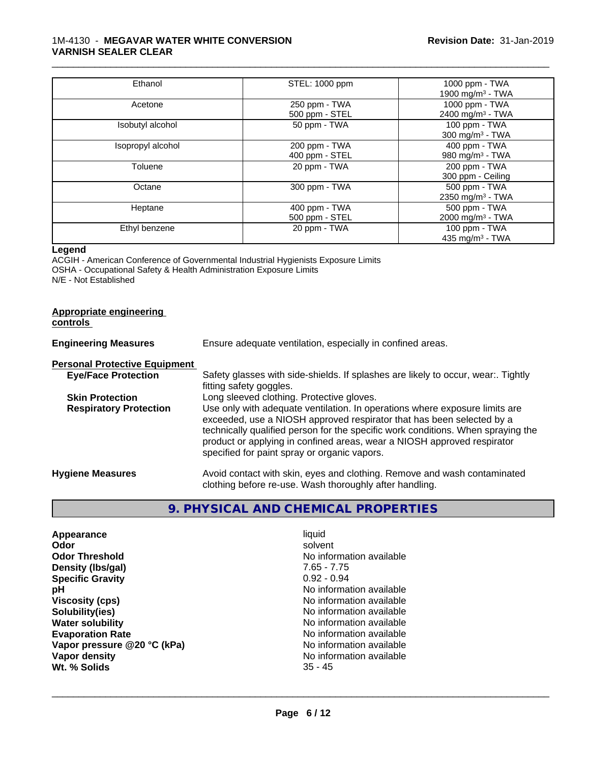| Ethanol | STEL: 1000 ppm | 1000 ppm - TWA<br>1900 mg/m³ - TWA |
|---|---|---|
| Acetone | 250 ppm - TWA<br>500 ppm - STEL | 1000 ppm - TWA<br>2400 mg/m³ - TWA |
| Isobutyl alcohol | 50 ppm - TWA | 100 ppm - TWA<br>300 mg/m³ - TWA |
| Isopropyl alcohol | 200 ppm - TWA<br>400 ppm - STEL | 400 ppm - TWA<br>980 mg/m³ - TWA |
| Toluene | 20 ppm - TWA | 200 ppm - TWA<br>300 ppm - Ceiling |
| Octane | 300 ppm - TWA | 500 ppm - TWA<br>2350 mg/m³ - TWA |
| Heptane | 400 ppm - TWA<br>500 ppm - STEL | 500 ppm - TWA<br>2000 mg/m³ - TWA |
| Ethyl benzene | 20 ppm - TWA | 100 ppm - TWA<br>435 mg/m³ - TWA |

**Legend**

ACGIH - American Conference of Governmental Industrial Hygienists Exposure Limits
OSHA - Occupational Safety & Health Administration Exposure Limits
N/E - Not Established

**Appropriate engineering controls**

**Engineering Measures** Ensure adequate ventilation, especially in confined areas.

**Personal Protective Equipment**

**Eye/Face Protection** Safety glasses with side-shields. If splashes are likely to occur, wear:. Tightly fitting safety goggles.

**Skin Protection** Long sleeved clothing. Protective gloves.

**Respiratory Protection** Use only with adequate ventilation. In operations where exposure limits are exceeded, use a NIOSH approved respirator that has been selected by a technically qualified person for the specific work conditions. When spraying the product or applying in confined areas, wear a NIOSH approved respirator specified for paint spray or organic vapors.

**Hygiene Measures** Avoid contact with skin, eyes and clothing. Remove and wash contaminated clothing before re-use. Wash thoroughly after handling.

## 9. PHYSICAL AND CHEMICAL PROPERTIES

| | |
|---|---|
| **Appearance** | liquid |
| **Odor** | solvent |
| **Odor Threshold** | No information available |
| **Density (lbs/gal)** | 7.65 - 7.75 |
| **Specific Gravity** | 0.92 - 0.94 |
| **pH** | No information available |
| **Viscosity (cps)** | No information available |
| **Solubility(ies)** | No information available |
| **Water solubility** | No information available |
| **Evaporation Rate** | No information available |
| **Vapor pressure @20 °C (kPa)** | No information available |
| **Vapor density** | No information available |
| **Wt. % Solids** | 35 - 45 |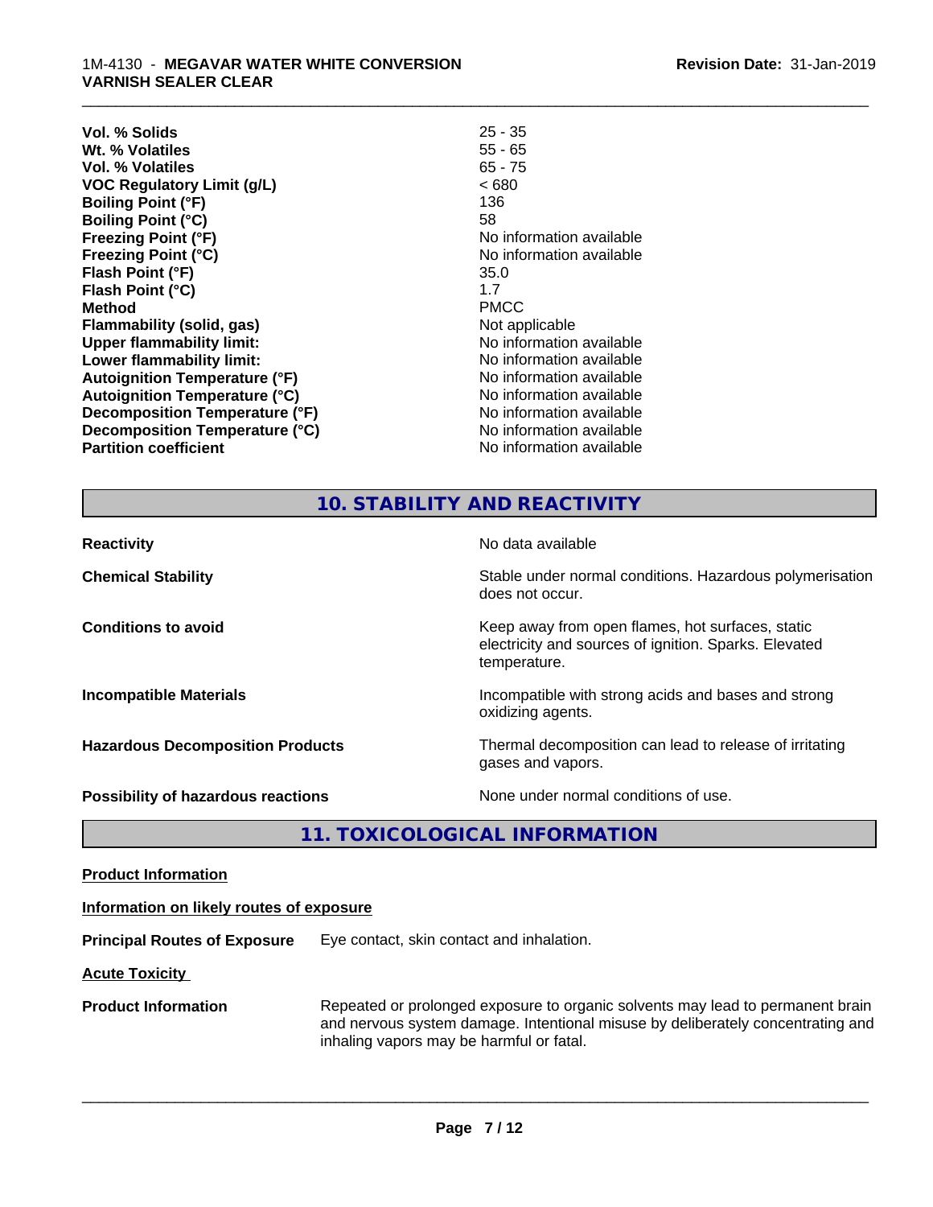| | |
|---|---|
| **Vol. % Solids** | 25 - 35 |
| **Wt. % Volatiles** | 55 - 65 |
| **Vol. % Volatiles** | 65 - 75 |
| **VOC Regulatory Limit (g/L)** | < 680 |
| **Boiling Point (°F)** | 136 |
| **Boiling Point (°C)** | 58 |
| **Freezing Point (°F)** | No information available |
| **Freezing Point (°C)** | No information available |
| **Flash Point (°F)** | 35.0 |
| **Flash Point (°C)** | 1.7 |
| **Method** | PMCC |
| **Flammability (solid, gas)** | Not applicable |
| **Upper flammability limit:** | No information available |
| **Lower flammability limit:** | No information available |
| **Autoignition Temperature (°F)** | No information available |
| **Autoignition Temperature (°C)** | No information available |
| **Decomposition Temperature (°F)** | No information available |
| **Decomposition Temperature (°C)** | No information available |
| **Partition coefficient** | No information available |

## 10. STABILITY AND REACTIVITY

| | |
|---|---|
| **Reactivity** | No data available |
| **Chemical Stability** | Stable under normal conditions. Hazardous polymerisation does not occur. |
| **Conditions to avoid** | Keep away from open flames, hot surfaces, static electricity and sources of ignition. Sparks. Elevated temperature. |
| **Incompatible Materials** | Incompatible with strong acids and bases and strong oxidizing agents. |
| **Hazardous Decomposition Products** | Thermal decomposition can lead to release of irritating gases and vapors. |
| **Possibility of hazardous reactions** | None under normal conditions of use. |

## 11. TOXICOLOGICAL INFORMATION

**Product Information**

**Information on likely routes of exposure**

**Principal Routes of Exposure** Eye contact, skin contact and inhalation.

**Acute Toxicity**

**Product Information** Repeated or prolonged exposure to organic solvents may lead to permanent brain and nervous system damage. Intentional misuse by deliberately concentrating and inhaling vapors may be harmful or fatal.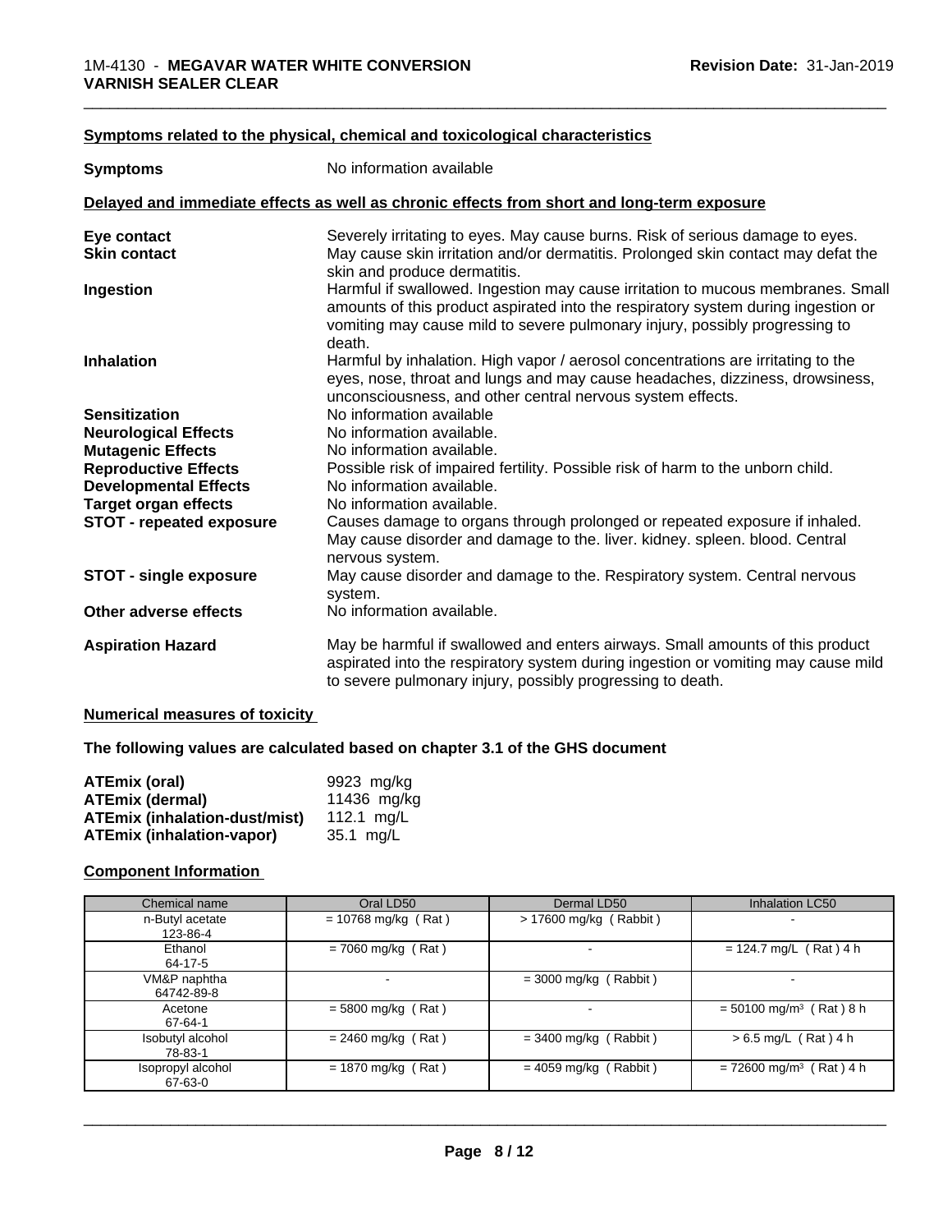**Symptoms related to the physical, chemical and toxicological characteristics**

| | |
|---|---|
| **Symptoms** | No information available |

**Delayed and immediate effects as well as chronic effects from short and long-term exposure**

| | |
|---|---|
| **Eye contact** | Severely irritating to eyes. May cause burns. Risk of serious damage to eyes. |
| **Skin contact** | May cause skin irritation and/or dermatitis. Prolonged skin contact may defat the skin and produce dermatitis. |
| **Ingestion** | Harmful if swallowed. Ingestion may cause irritation to mucous membranes. Small amounts of this product aspirated into the respiratory system during ingestion or vomiting may cause mild to severe pulmonary injury, possibly progressing to death. |
| **Inhalation** | Harmful by inhalation. High vapor / aerosol concentrations are irritating to the eyes, nose, throat and lungs and may cause headaches, dizziness, drowsiness, unconsciousness, and other central nervous system effects. |
| **Sensitization** | No information available |
| **Neurological Effects** | No information available. |
| **Mutagenic Effects** | No information available. |
| **Reproductive Effects** | Possible risk of impaired fertility. Possible risk of harm to the unborn child. |
| **Developmental Effects** | No information available. |
| **Target organ effects** | No information available. |
| **STOT - repeated exposure** | Causes damage to organs through prolonged or repeated exposure if inhaled. May cause disorder and damage to the. liver. kidney. spleen. blood. Central nervous system. |
| **STOT - single exposure** | May cause disorder and damage to the. Respiratory system. Central nervous system. |
| **Other adverse effects** | No information available. |
| **Aspiration Hazard** | May be harmful if swallowed and enters airways. Small amounts of this product aspirated into the respiratory system during ingestion or vomiting may cause mild to severe pulmonary injury, possibly progressing to death. |

**Numerical measures of toxicity**

**The following values are calculated based on chapter 3.1 of the GHS document**

| | |
|---|---|
| **ATEmix (oral)** | 9923 mg/kg |
| **ATEmix (dermal)** | 11436 mg/kg |
| **ATEmix (inhalation-dust/mist)** | 112.1 mg/L |
| **ATEmix (inhalation-vapor)** | 35.1 mg/L |

**Component Information**

| Chemical name | Oral LD50 | Dermal LD50 | Inhalation LC50 |
|---|---|---|---|
| n-Butyl acetate<br>123-86-4 | = 10768 mg/kg ( Rat ) | > 17600 mg/kg ( Rabbit ) | - |
| Ethanol<br>64-17-5 | = 7060 mg/kg ( Rat ) | - | = 124.7 mg/L ( Rat ) 4 h |
| VM&P naphtha<br>64742-89-8 | - | = 3000 mg/kg ( Rabbit ) | - |
| Acetone<br>67-64-1 | = 5800 mg/kg ( Rat ) | - | = 50100 mg/m³ ( Rat ) 8 h |
| Isobutyl alcohol<br>78-83-1 | = 2460 mg/kg ( Rat ) | = 3400 mg/kg ( Rabbit ) | > 6.5 mg/L ( Rat ) 4 h |
| Isopropyl alcohol<br>67-63-0 | = 1870 mg/kg ( Rat ) | = 4059 mg/kg ( Rabbit ) | = 72600 mg/m³ ( Rat ) 4 h |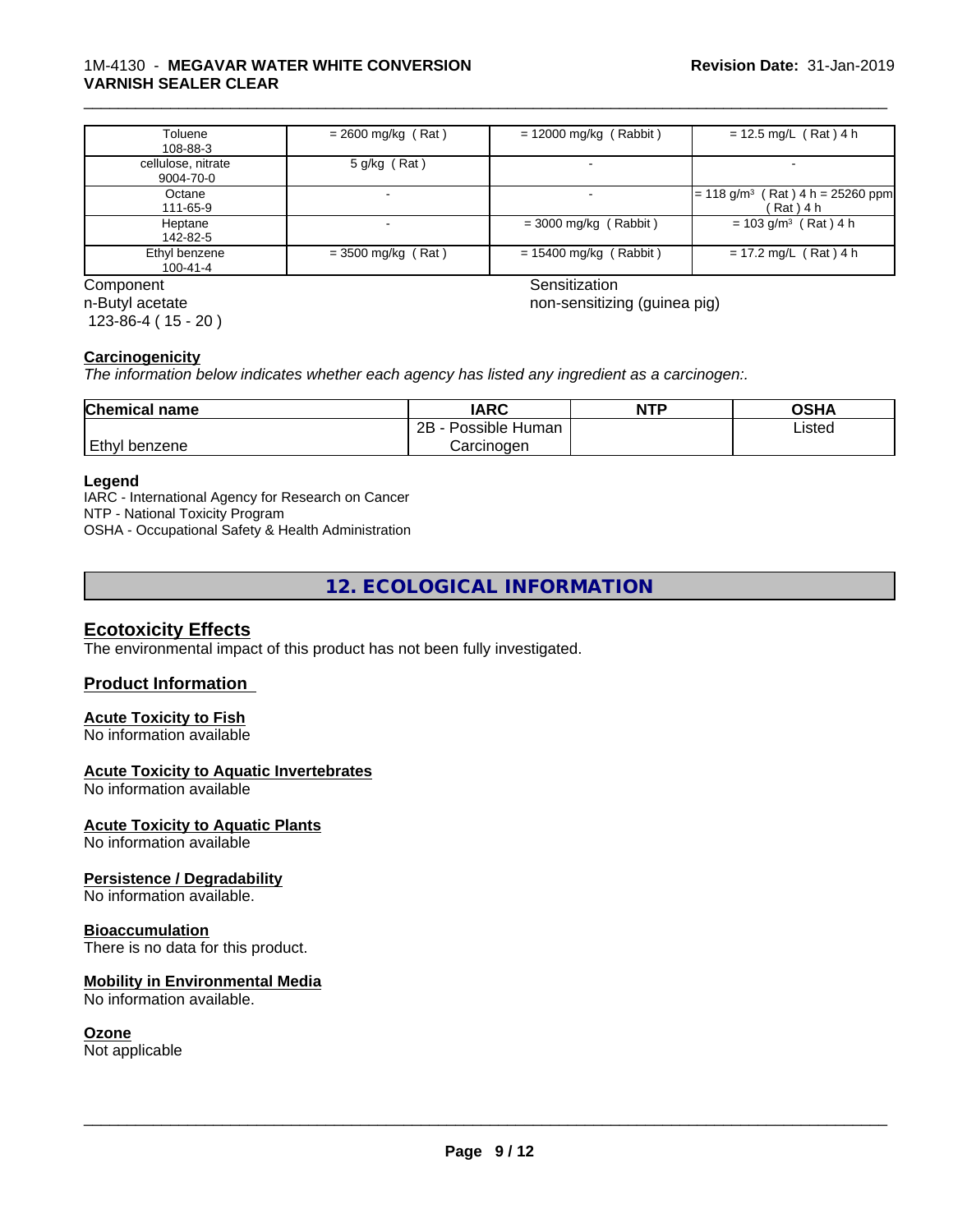| | | | |
|---|---|---|---|
| Toluene<br>108-88-3 | = 2600 mg/kg ( Rat ) | = 12000 mg/kg ( Rabbit ) | = 12.5 mg/L ( Rat ) 4 h |
| cellulose, nitrate<br>9004-70-0 | 5 g/kg ( Rat ) | - | - |
| Octane<br>111-65-9 | - | - | = 118 g/m³ ( Rat ) 4 h = 25260 ppm ( Rat ) 4 h |
| Heptane<br>142-82-5 | - | = 3000 mg/kg ( Rabbit ) | = 103 g/m³ ( Rat ) 4 h |
| Ethyl benzene<br>100-41-4 | = 3500 mg/kg ( Rat ) | = 15400 mg/kg ( Rabbit ) | = 17.2 mg/L ( Rat ) 4 h |

| Component | Sensitization |
|---|---|
| n-Butyl acetate<br>123-86-4 ( 15 - 20 ) | non-sensitizing (guinea pig) |

**Carcinogenicity**

*The information below indicates whether each agency has listed any ingredient as a carcinogen:.*

| Chemical name | IARC | NTP | OSHA |
|---|---|---|---|
| Ethyl benzene | 2B - Possible Human Carcinogen | | Listed |

**Legend**

IARC - International Agency for Research on Cancer
NTP - National Toxicity Program
OSHA - Occupational Safety & Health Administration

## 12. ECOLOGICAL INFORMATION

### Ecotoxicity Effects

The environmental impact of this product has not been fully investigated.

### Product Information

**Acute Toxicity to Fish**
No information available

**Acute Toxicity to Aquatic Invertebrates**
No information available

**Acute Toxicity to Aquatic Plants**
No information available

**Persistence / Degradability**
No information available.

**Bioaccumulation**
There is no data for this product.

**Mobility in Environmental Media**
No information available.

**Ozone**
Not applicable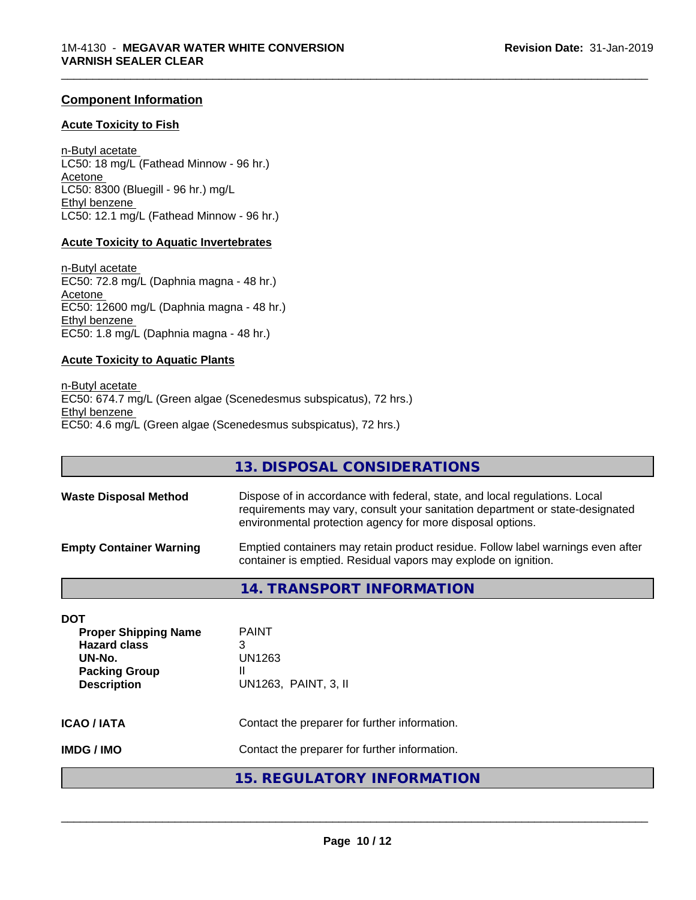## Component Information

### Acute Toxicity to Fish

n-Butyl acetate
LC50: 18 mg/L (Fathead Minnow - 96 hr.)
Acetone
LC50: 8300 (Bluegill - 96 hr.) mg/L
Ethyl benzene
LC50: 12.1 mg/L (Fathead Minnow - 96 hr.)

### Acute Toxicity to Aquatic Invertebrates

n-Butyl acetate
EC50: 72.8 mg/L (Daphnia magna - 48 hr.)
Acetone
EC50: 12600 mg/L (Daphnia magna - 48 hr.)
Ethyl benzene
EC50: 1.8 mg/L (Daphnia magna - 48 hr.)

### Acute Toxicity to Aquatic Plants

n-Butyl acetate
EC50: 674.7 mg/L (Green algae (Scenedesmus subspicatus), 72 hrs.)
Ethyl benzene
EC50: 4.6 mg/L (Green algae (Scenedesmus subspicatus), 72 hrs.)

## 13. DISPOSAL CONSIDERATIONS

**Waste Disposal Method** — Dispose of in accordance with federal, state, and local regulations. Local requirements may vary, consult your sanitation department or state-designated environmental protection agency for more disposal options.

**Empty Container Warning** — Emptied containers may retain product residue. Follow label warnings even after container is emptied. Residual vapors may explode on ignition.

## 14. TRANSPORT INFORMATION

**DOT**

| | |
|---|---|
| **Proper Shipping Name** | PAINT |
| **Hazard class** | 3 |
| **UN-No.** | UN1263 |
| **Packing Group** | II |
| **Description** | UN1263, PAINT, 3, II |

**ICAO / IATA** — Contact the preparer for further information.

**IMDG / IMO** — Contact the preparer for further information.

## 15. REGULATORY INFORMATION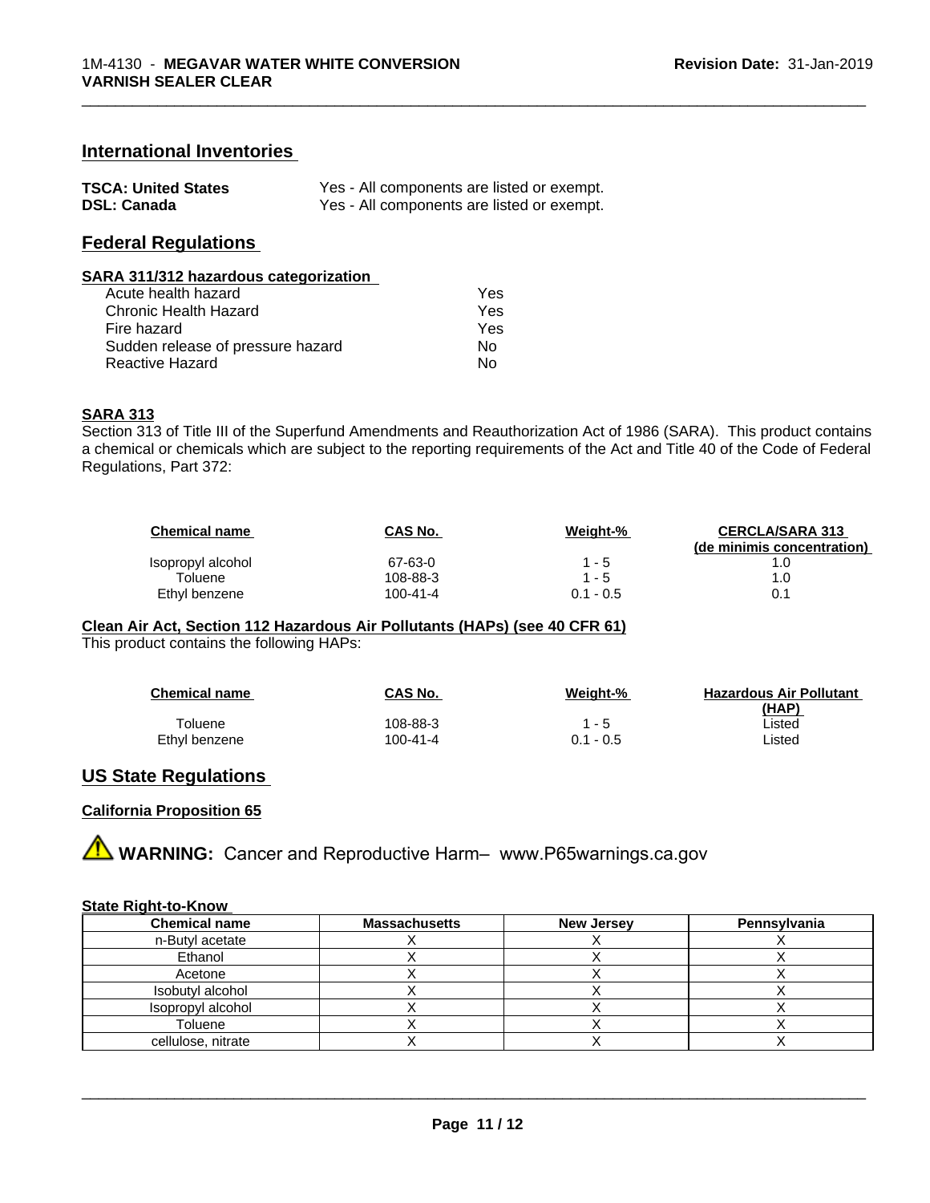## International Inventories

| | |
|---|---|
| **TSCA: United States** | Yes - All components are listed or exempt. |
| **DSL: Canada** | Yes - All components are listed or exempt. |

## Federal Regulations

### SARA 311/312 hazardous categorization

| | |
|---|---|
| Acute health hazard | Yes |
| Chronic Health Hazard | Yes |
| Fire hazard | Yes |
| Sudden release of pressure hazard | No |
| Reactive Hazard | No |

### SARA 313

Section 313 of Title III of the Superfund Amendments and Reauthorization Act of 1986 (SARA). This product contains a chemical or chemicals which are subject to the reporting requirements of the Act and Title 40 of the Code of Federal Regulations, Part 372:

| Chemical name | CAS No. | Weight-% | CERCLA/SARA 313 (de minimis concentration) |
|---|---|---|---|
| Isopropyl alcohol | 67-63-0 | 1 - 5 | 1.0 |
| Toluene | 108-88-3 | 1 - 5 | 1.0 |
| Ethyl benzene | 100-41-4 | 0.1 - 0.5 | 0.1 |

### Clean Air Act, Section 112 Hazardous Air Pollutants (HAPs) (see 40 CFR 61)

This product contains the following HAPs:

| Chemical name | CAS No. | Weight-% | Hazardous Air Pollutant (HAP) |
|---|---|---|---|
| Toluene | 108-88-3 | 1 - 5 | Listed |
| Ethyl benzene | 100-41-4 | 0.1 - 0.5 | Listed |

## US State Regulations

### California Proposition 65

**WARNING:** Cancer and Reproductive Harm– www.P65warnings.ca.gov

### State Right-to-Know

| Chemical name | Massachusetts | New Jersey | Pennsylvania |
|---|---|---|---|
| n-Butyl acetate | X | X | X |
| Ethanol | X | X | X |
| Acetone | X | X | X |
| Isobutyl alcohol | X | X | X |
| Isopropyl alcohol | X | X | X |
| Toluene | X | X | X |
| cellulose, nitrate | X | X | X |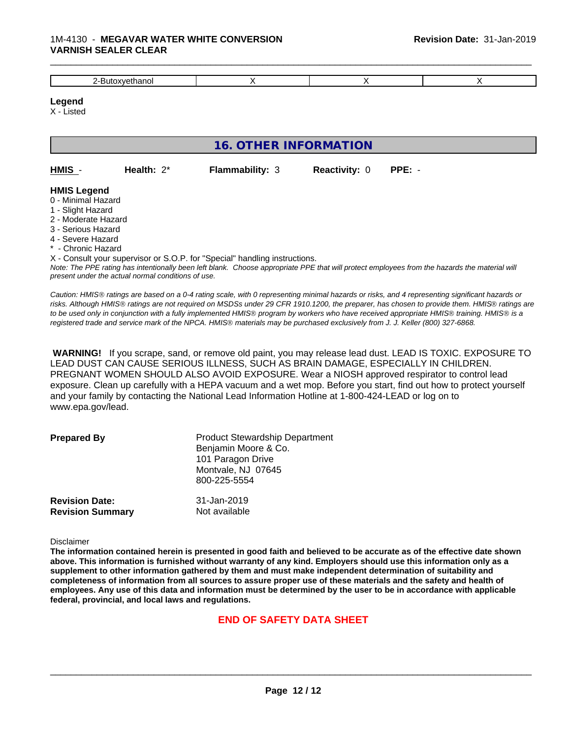| | | | |
|---|---|---|---|
| 2-Butoxyethanol | X | X | X |

**Legend**
X - Listed

## 16. OTHER INFORMATION

**HMIS** - **Health:** 2* **Flammability:** 3 **Reactivity:** 0 **PPE:** -

**HMIS Legend**
0 - Minimal Hazard
1 - Slight Hazard
2 - Moderate Hazard
3 - Serious Hazard
4 - Severe Hazard
* - Chronic Hazard
X - Consult your supervisor or S.O.P. for "Special" handling instructions.
*Note: The PPE rating has intentionally been left blank. Choose appropriate PPE that will protect employees from the hazards the material will present under the actual normal conditions of use.*

*Caution: HMIS® ratings are based on a 0-4 rating scale, with 0 representing minimal hazards or risks, and 4 representing significant hazards or risks. Although HMIS® ratings are not required on MSDSs under 29 CFR 1910.1200, the preparer, has chosen to provide them. HMIS® ratings are to be used only in conjunction with a fully implemented HMIS® program by workers who have received appropriate HMIS® training. HMIS® is a registered trade and service mark of the NPCA. HMIS® materials may be purchased exclusively from J. J. Keller (800) 327-6868.*

**WARNING!** If you scrape, sand, or remove old paint, you may release lead dust. LEAD IS TOXIC. EXPOSURE TO LEAD DUST CAN CAUSE SERIOUS ILLNESS, SUCH AS BRAIN DAMAGE, ESPECIALLY IN CHILDREN. PREGNANT WOMEN SHOULD ALSO AVOID EXPOSURE. Wear a NIOSH approved respirator to control lead exposure. Clean up carefully with a HEPA vacuum and a wet mop. Before you start, find out how to protect yourself and your family by contacting the National Lead Information Hotline at 1-800-424-LEAD or log on to www.epa.gov/lead.

**Prepared By** Product Stewardship Department
Benjamin Moore & Co.
101 Paragon Drive
Montvale, NJ 07645
800-225-5554

**Revision Date:** 31-Jan-2019
**Revision Summary** Not available

Disclaimer
**The information contained herein is presented in good faith and believed to be accurate as of the effective date shown above. This information is furnished without warranty of any kind. Employers should use this information only as a supplement to other information gathered by them and must make independent determination of suitability and completeness of information from all sources to assure proper use of these materials and the safety and health of employees. Any use of this data and information must be determined by the user to be in accordance with applicable federal, provincial, and local laws and regulations.**

**END OF SAFETY DATA SHEET**